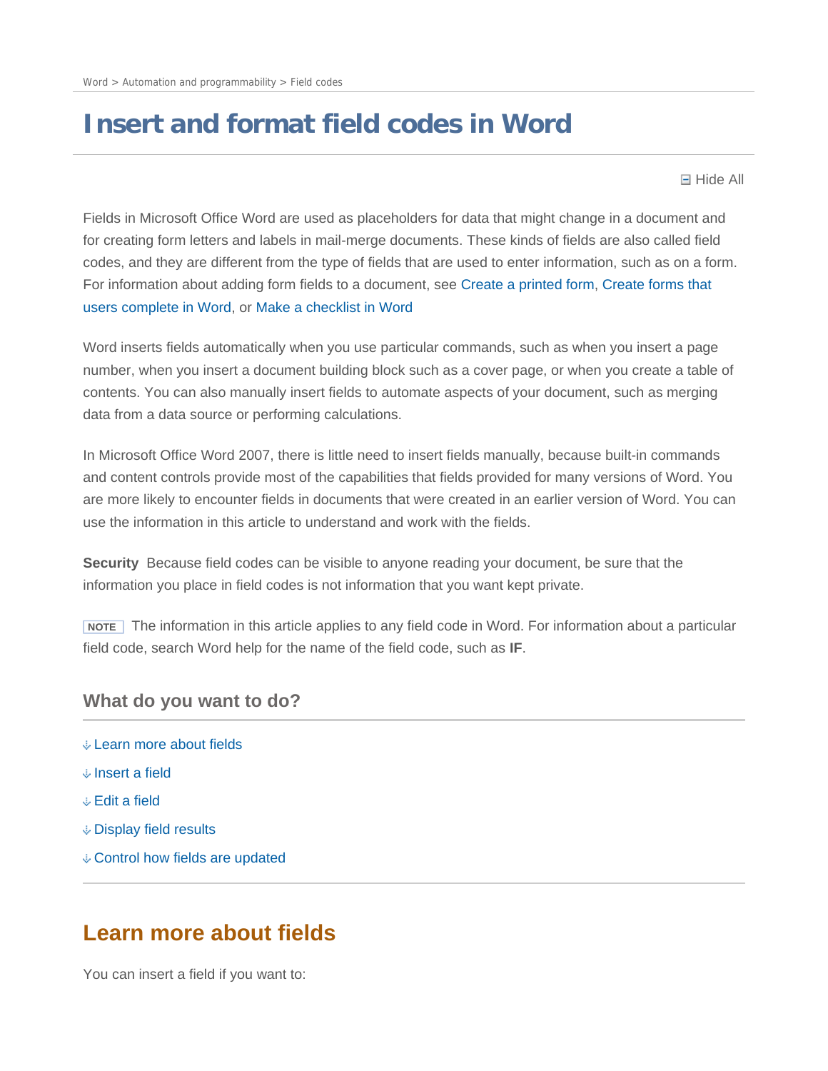Word > Automation and programmability > Field codes

# Insert and format field codes in Word

Hide All

Fields in Microsoft Office Word are used as placeholders for data that might change in a document and for creating form letters and labels in mail-merge documents. These kinds of fields are also called field codes, and they are different from the type of fields that are used to enter information, such as on a form. For information about adding form fields to a document, see Create a printed form, Create forms that users complete in Word, or Make a checklist in Word

Word inserts fields automatically when you use particular commands, such as when you insert a page number, when you insert a document building block such as a cover page, or when you create a table of contents. You can also manually insert fields to automate aspects of your document, such as merging data from a data source or performing calculations.

In Microsoft Office Word 2007, there is little need to insert fields manually, because built-in commands and content controls provide most of the capabilities that fields provided for many versions of Word. You are more likely to encounter fields in documents that were created in an earlier version of Word. You can use the information in this article to understand and work with the fields.

**Security** Because field codes can be visible to anyone reading your document, be sure that the information you place in field codes is not information that you want kept private.

**NOTE** The information in this article applies to any field code in Word. For information about a particular field code, search Word help for the name of the field code, such as **IF**.

### What do you want to do?

- Learn more about fields
- Insert a field
- Edit a field
- Display field results
- Control how fields are updated

## Learn more about fields

You can insert a field if you want to: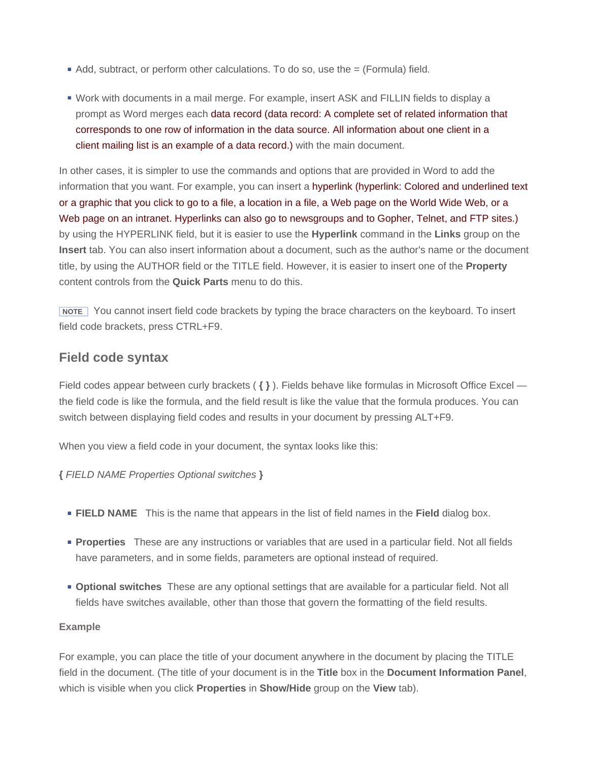- Add, subtract, or perform other calculations. To do so, use the = (Formula) field.
- Work with documents in a mail merge. For example, insert ASK and FILLIN fields to display a prompt as Word merges each data record (data record: A complete set of related information that corresponds to one row of information in the data source. All information about one client in a client mailing list is an example of a data record.) with the main document.

In other cases, it is simpler to use the commands and options that are provided in Word to add the information that you want. For example, you can insert a hyperlink (hyperlink: Colored and underlined text or a graphic that you click to go to a file, a location in a file, a Web page on the World Wide Web, or a Web page on an intranet. Hyperlinks can also go to newsgroups and to Gopher, Telnet, and FTP sites.) by using the HYPERLINK field, but it is easier to use the **Hyperlink** command in the **Links** group on the **Insert** tab. You can also insert information about a document, such as the author's name or the document title, by using the AUTHOR field or the TITLE field. However, it is easier to insert one of the **Property** content controls from the **Quick Parts** menu to do this.

NOTE You cannot insert field code brackets by typing the brace characters on the keyboard. To insert field code brackets, press CTRL+F9.

## Field code syntax

Field codes appear between curly brackets ( **{ }** ). Fields behave like formulas in Microsoft Office Excel — the field code is like the formula, and the field result is like the value that the formula produces. You can switch between displaying field codes and results in your document by pressing ALT+F9.

When you view a field code in your document, the syntax looks like this:

**{** *FIELD NAME Properties Optional switches* **}**

- **FIELD NAME** This is the name that appears in the list of field names in the **Field** dialog box.
- **Properties** These are any instructions or variables that are used in a particular field. Not all fields have parameters, and in some fields, parameters are optional instead of required.
- **Optional switches** These are any optional settings that are available for a particular field. Not all fields have switches available, other than those that govern the formatting of the field results.

#### Example

For example, you can place the title of your document anywhere in the document by placing the TITLE field in the document. (The title of your document is in the **Title** box in the **Document Information Panel**, which is visible when you click **Properties** in **Show/Hide** group on the **View** tab).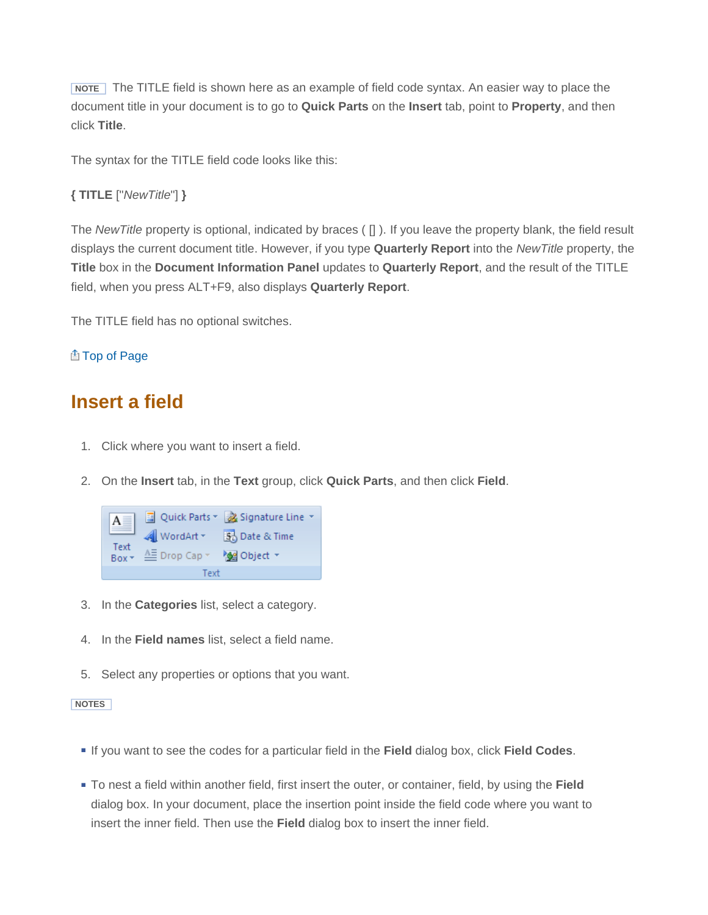NOTE The TITLE field is shown here as an example of field code syntax. An easier way to place the document title in your document is to go to **Quick Parts** on the **Insert** tab, point to **Property**, and then click **Title**.

The syntax for the TITLE field code looks like this:

**{ TITLE** ["*NewTitle*"] **}**

The *NewTitle* property is optional, indicated by braces ( [] ). If you leave the property blank, the field result displays the current document title. However, if you type **Quarterly Report** into the *NewTitle* property, the **Title** box in the **Document Information Panel** updates to **Quarterly Report**, and the result of the TITLE field, when you press ALT+F9, also displays **Quarterly Report**.

The TITLE field has no optional switches.

Top of Page

## Insert a field

1. Click where you want to insert a field.
2. On the **Insert** tab, in the **Text** group, click **Quick Parts**, and then click **Field**.
3. In the **Categories** list, select a category.
4. In the **Field names** list, select a field name.
5. Select any properties or options that you want.

NOTES

- If you want to see the codes for a particular field in the **Field** dialog box, click **Field Codes**.
- To nest a field within another field, first insert the outer, or container, field, by using the **Field** dialog box. In your document, place the insertion point inside the field code where you want to insert the inner field. Then use the **Field** dialog box to insert the inner field.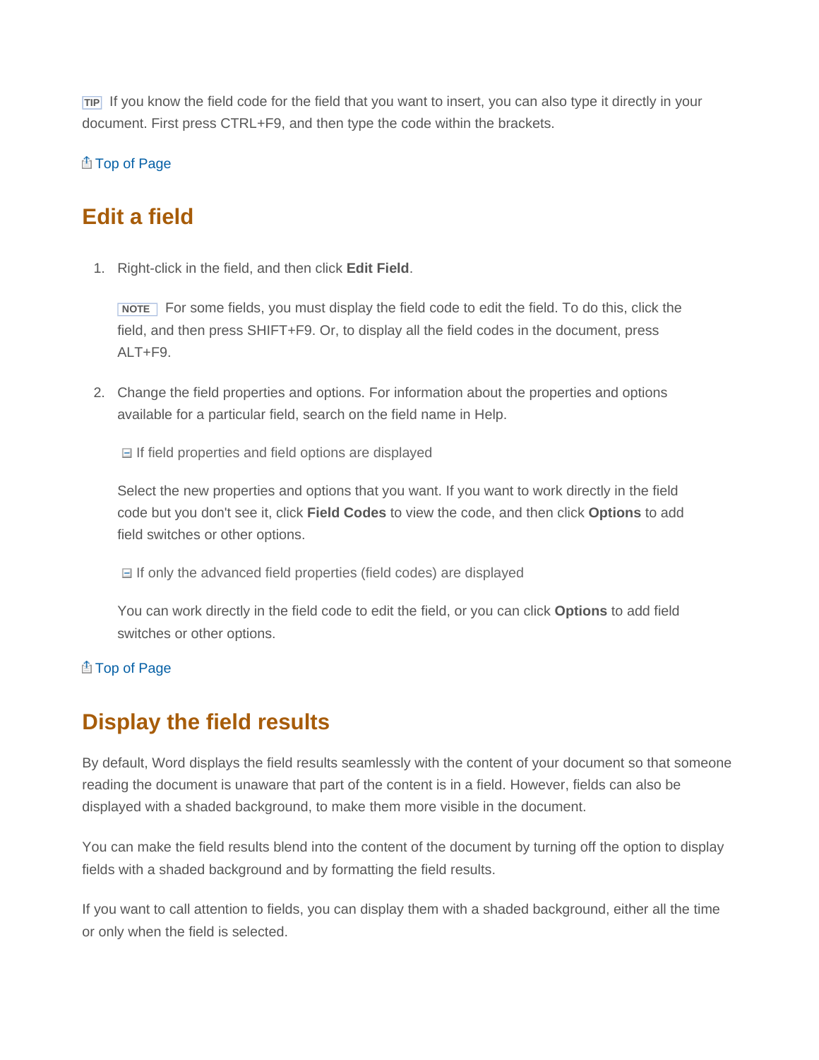**TIP** If you know the field code for the field that you want to insert, you can also type it directly in your document. First press CTRL+F9, and then type the code within the brackets.

Top of Page

## Edit a field

1. Right-click in the field, and then click **Edit Field**.

   **NOTE** For some fields, you must display the field code to edit the field. To do this, click the field, and then press SHIFT+F9. Or, to display all the field codes in the document, press ALT+F9.

2. Change the field properties and options. For information about the properties and options available for a particular field, search on the field name in Help.

   If field properties and field options are displayed

   Select the new properties and options that you want. If you want to work directly in the field code but you don't see it, click **Field Codes** to view the code, and then click **Options** to add field switches or other options.

   If only the advanced field properties (field codes) are displayed

   You can work directly in the field code to edit the field, or you can click **Options** to add field switches or other options.

Top of Page

## Display the field results

By default, Word displays the field results seamlessly with the content of your document so that someone reading the document is unaware that part of the content is in a field. However, fields can also be displayed with a shaded background, to make them more visible in the document.

You can make the field results blend into the content of the document by turning off the option to display fields with a shaded background and by formatting the field results.

If you want to call attention to fields, you can display them with a shaded background, either all the time or only when the field is selected.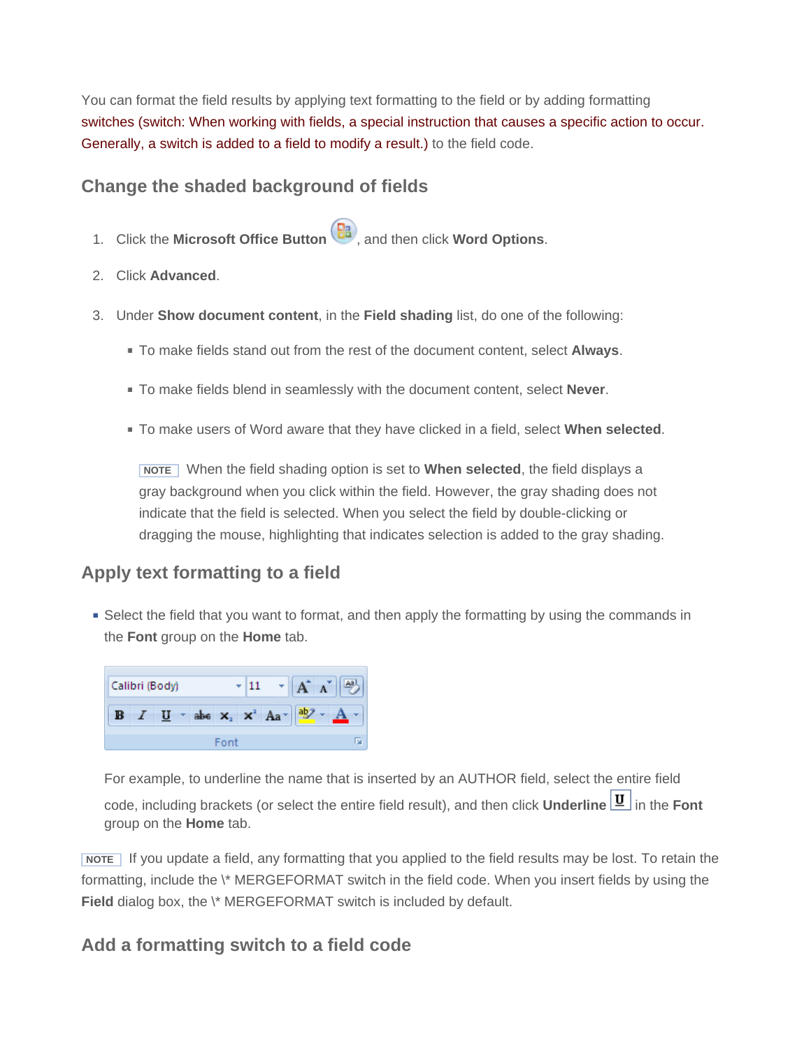You can format the field results by applying text formatting to the field or by adding formatting switches (switch: When working with fields, a special instruction that causes a specific action to occur. Generally, a switch is added to a field to modify a result.) to the field code.

## Change the shaded background of fields

1. Click the **Microsoft Office Button**, and then click **Word Options**.
2. Click **Advanced**.
3. Under **Show document content**, in the **Field shading** list, do one of the following:
   - To make fields stand out from the rest of the document content, select **Always**.
   - To make fields blend in seamlessly with the document content, select **Never**.
   - To make users of Word aware that they have clicked in a field, select **When selected**.

   NOTE When the field shading option is set to **When selected**, the field displays a gray background when you click within the field. However, the gray shading does not indicate that the field is selected. When you select the field by double-clicking or dragging the mouse, highlighting that indicates selection is added to the gray shading.

## Apply text formatting to a field

- Select the field that you want to format, and then apply the formatting by using the commands in the **Font** group on the **Home** tab.

  For example, to underline the name that is inserted by an AUTHOR field, select the entire field code, including brackets (or select the entire field result), and then click **Underline** in the **Font** group on the **Home** tab.

NOTE If you update a field, any formatting that you applied to the field results may be lost. To retain the formatting, include the \* MERGEFORMAT switch in the field code. When you insert fields by using the **Field** dialog box, the \* MERGEFORMAT switch is included by default.

## Add a formatting switch to a field code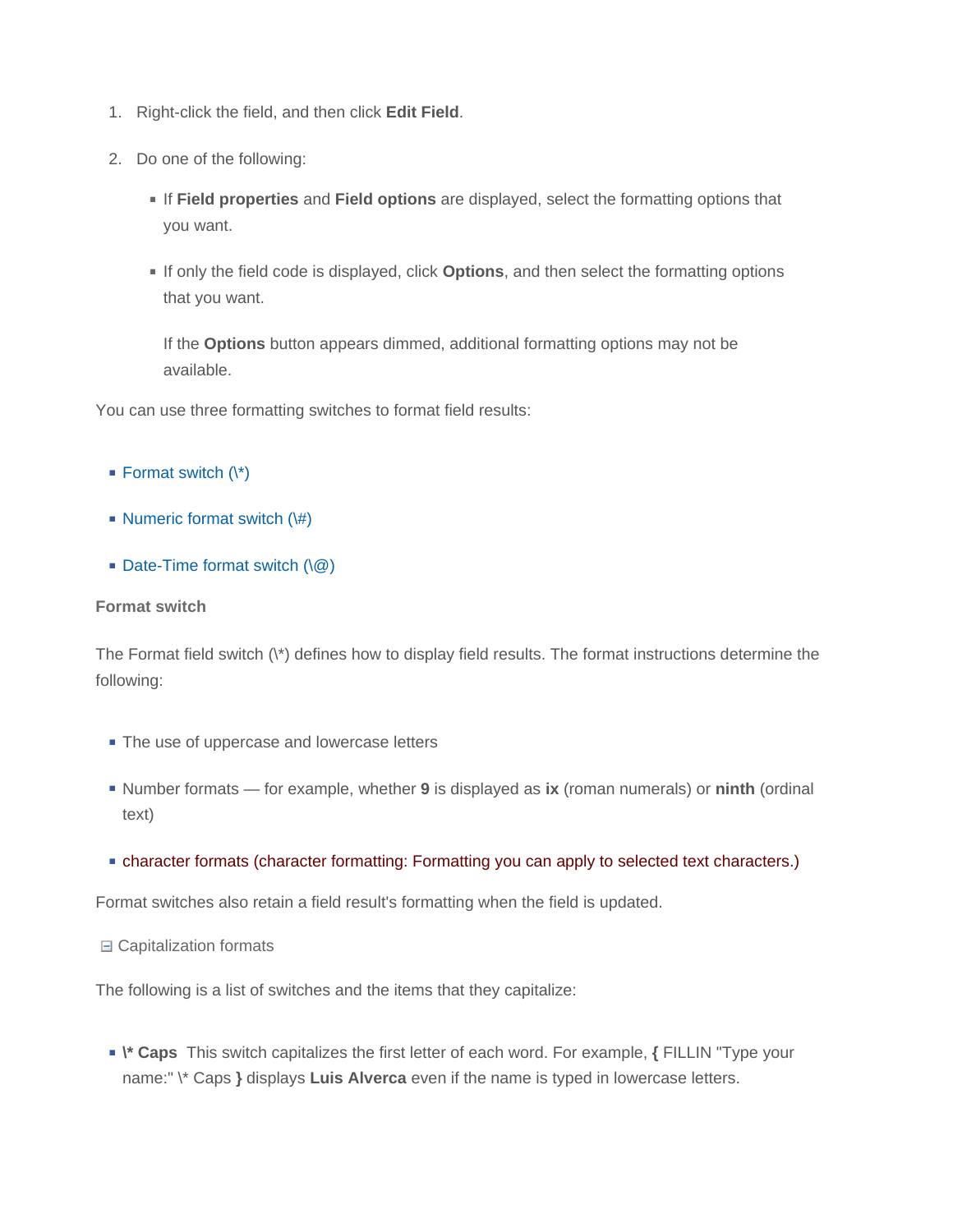1. Right-click the field, and then click **Edit Field**.
2. Do one of the following:
   - If **Field properties** and **Field options** are displayed, select the formatting options that you want.
   - If only the field code is displayed, click **Options**, and then select the formatting options that you want.

     If the **Options** button appears dimmed, additional formatting options may not be available.

You can use three formatting switches to format field results:

- Format switch (\*)
- Numeric format switch (\#)
- Date-Time format switch (\@)

**Format switch**

The Format field switch (\*) defines how to display field results. The format instructions determine the following:

- The use of uppercase and lowercase letters
- Number formats — for example, whether **9** is displayed as **ix** (roman numerals) or **ninth** (ordinal text)
- character formats (character formatting: Formatting you can apply to selected text characters.)

Format switches also retain a field result's formatting when the field is updated.

⊟ Capitalization formats

The following is a list of switches and the items that they capitalize:

- **\* Caps** This switch capitalizes the first letter of each word. For example, **{** FILLIN "Type your name:" \* Caps **}** displays **Luis Alverca** even if the name is typed in lowercase letters.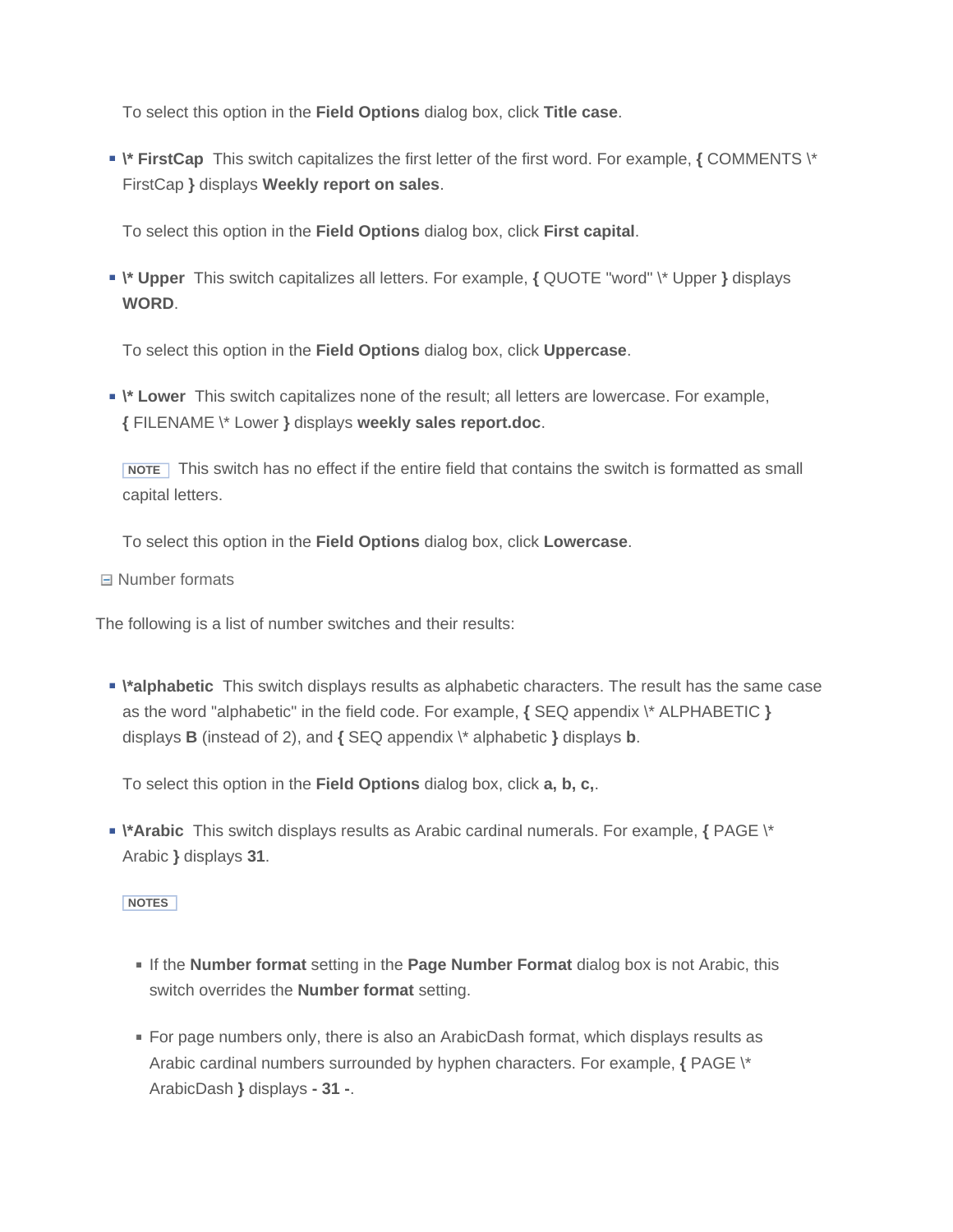To select this option in the **Field Options** dialog box, click **Title case**.

- **\* FirstCap**  This switch capitalizes the first letter of the first word. For example, **{** COMMENTS \* FirstCap **}** displays **Weekly report on sales**.

  To select this option in the **Field Options** dialog box, click **First capital**.

- **\* Upper**  This switch capitalizes all letters. For example, **{** QUOTE "word" \* Upper **}** displays **WORD**.

  To select this option in the **Field Options** dialog box, click **Uppercase**.

- **\* Lower**  This switch capitalizes none of the result; all letters are lowercase. For example, **{** FILENAME \* Lower **}** displays **weekly sales report.doc**.

  **NOTE** This switch has no effect if the entire field that contains the switch is formatted as small capital letters.

  To select this option in the **Field Options** dialog box, click **Lowercase**.

### Number formats

The following is a list of number switches and their results:

- **\*alphabetic**  This switch displays results as alphabetic characters. The result has the same case as the word "alphabetic" in the field code. For example, **{** SEQ appendix \* ALPHABETIC **}** displays **B** (instead of 2), and **{** SEQ appendix \* alphabetic **}** displays **b**.

  To select this option in the **Field Options** dialog box, click **a, b, c,**.

- **\*Arabic**  This switch displays results as Arabic cardinal numerals. For example, **{** PAGE \* Arabic **}** displays **31**.

  **NOTES**

  - If the **Number format** setting in the **Page Number Format** dialog box is not Arabic, this switch overrides the **Number format** setting.
  - For page numbers only, there is also an ArabicDash format, which displays results as Arabic cardinal numbers surrounded by hyphen characters. For example, **{** PAGE \* ArabicDash **}** displays **- 31 -**.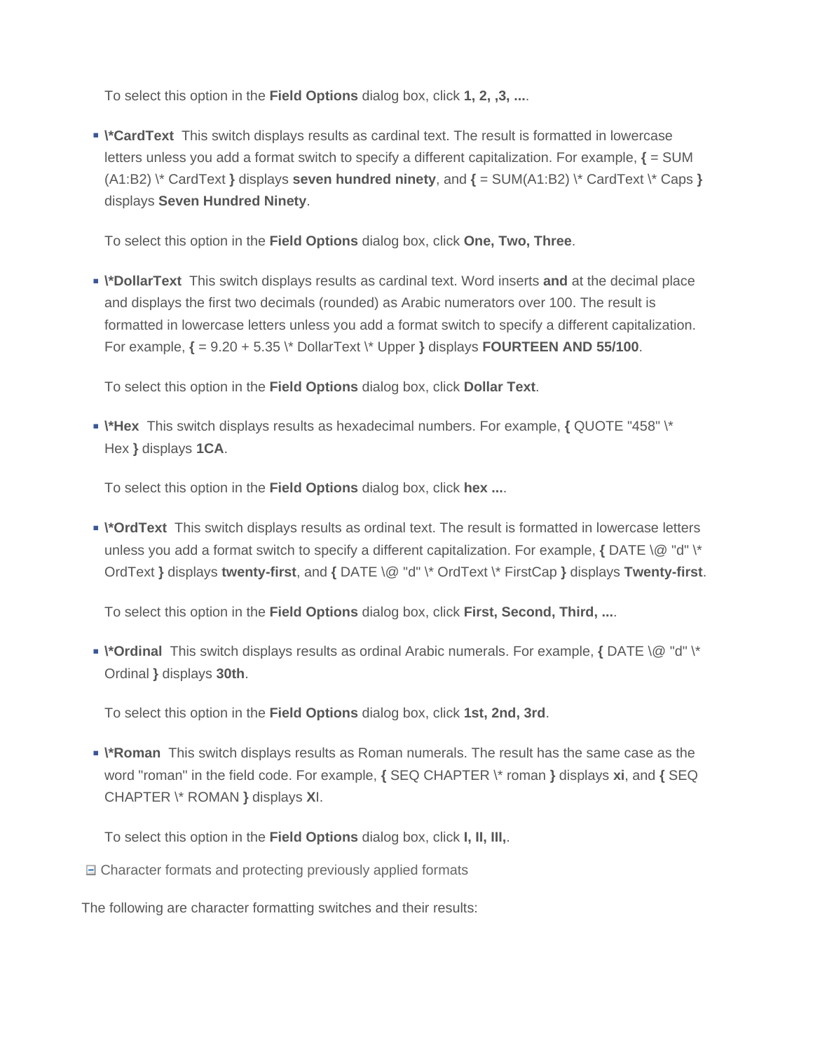To select this option in the **Field Options** dialog box, click **1, 2, ,3, ...**.

- **\*CardText** This switch displays results as cardinal text. The result is formatted in lowercase letters unless you add a format switch to specify a different capitalization. For example, **{** = SUM (A1:B2) \* CardText **}** displays **seven hundred ninety**, and **{** = SUM(A1:B2) \* CardText \* Caps **}** displays **Seven Hundred Ninety**.

  To select this option in the **Field Options** dialog box, click **One, Two, Three**.

- **\*DollarText** This switch displays results as cardinal text. Word inserts **and** at the decimal place and displays the first two decimals (rounded) as Arabic numerators over 100. The result is formatted in lowercase letters unless you add a format switch to specify a different capitalization. For example, **{** = 9.20 + 5.35 \* DollarText \* Upper **}** displays **FOURTEEN AND 55/100**.

  To select this option in the **Field Options** dialog box, click **Dollar Text**.

- **\*Hex** This switch displays results as hexadecimal numbers. For example, **{** QUOTE "458" \* Hex **}** displays **1CA**.

  To select this option in the **Field Options** dialog box, click **hex ...**.

- **\*OrdText** This switch displays results as ordinal text. The result is formatted in lowercase letters unless you add a format switch to specify a different capitalization. For example, **{** DATE \@ "d" \* OrdText **}** displays **twenty-first**, and **{** DATE \@ "d" \* OrdText \* FirstCap **}** displays **Twenty-first**.

  To select this option in the **Field Options** dialog box, click **First, Second, Third, ...**.

- **\*Ordinal** This switch displays results as ordinal Arabic numerals. For example, **{** DATE \@ "d" \* Ordinal **}** displays **30th**.

  To select this option in the **Field Options** dialog box, click **1st, 2nd, 3rd**.

- **\*Roman** This switch displays results as Roman numerals. The result has the same case as the word "roman" in the field code. For example, **{** SEQ CHAPTER \* roman **}** displays **xi**, and **{** SEQ CHAPTER \* ROMAN **}** displays **X**I.

  To select this option in the **Field Options** dialog box, click **I, II, III,**.

⊟ Character formats and protecting previously applied formats

The following are character formatting switches and their results: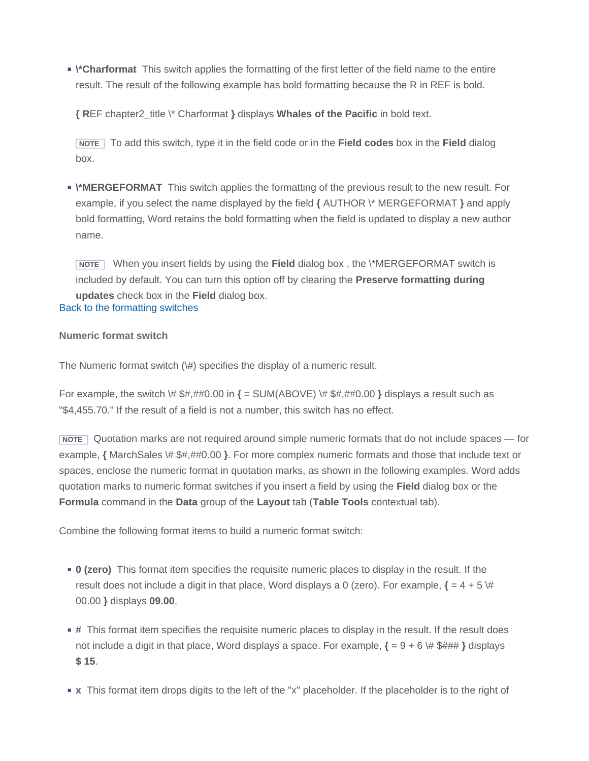- **\*Charformat** This switch applies the formatting of the first letter of the field name to the entire result. The result of the following example has bold formatting because the R in REF is bold.

  **{ R**EF chapter2_title \* Charformat **}** displays **Whales of the Pacific** in bold text.

  NOTE To add this switch, type it in the field code or in the **Field codes** box in the **Field** dialog box.

- **\*MERGEFORMAT** This switch applies the formatting of the previous result to the new result. For example, if you select the name displayed by the field **{** AUTHOR \* MERGEFORMAT **}** and apply bold formatting, Word retains the bold formatting when the field is updated to display a new author name.

  NOTE When you insert fields by using the **Field** dialog box , the \*MERGEFORMAT switch is included by default. You can turn this option off by clearing the **Preserve formatting during updates** check box in the **Field** dialog box.

Back to the formatting switches

**Numeric format switch**

The Numeric format switch (\#) specifies the display of a numeric result.

For example, the switch \# $#,##0.00 in **{** = SUM(ABOVE) \# $#,##0.00 **}** displays a result such as "$4,455.70." If the result of a field is not a number, this switch has no effect.

NOTE Quotation marks are not required around simple numeric formats that do not include spaces — for example, **{** MarchSales \# $#,##0.00 **}**. For more complex numeric formats and those that include text or spaces, enclose the numeric format in quotation marks, as shown in the following examples. Word adds quotation marks to numeric format switches if you insert a field by using the **Field** dialog box or the **Formula** command in the **Data** group of the **Layout** tab (**Table Tools** contextual tab).

Combine the following format items to build a numeric format switch:

- **0 (zero)** This format item specifies the requisite numeric places to display in the result. If the result does not include a digit in that place, Word displays a 0 (zero). For example, **{** = 4 + 5 \# 00.00 **}** displays **09.00**.

- **#** This format item specifies the requisite numeric places to display in the result. If the result does not include a digit in that place, Word displays a space. For example, **{** = 9 + 6 \# $### **}** displays **$ 15**.

- **x** This format item drops digits to the left of the "x" placeholder. If the placeholder is to the right of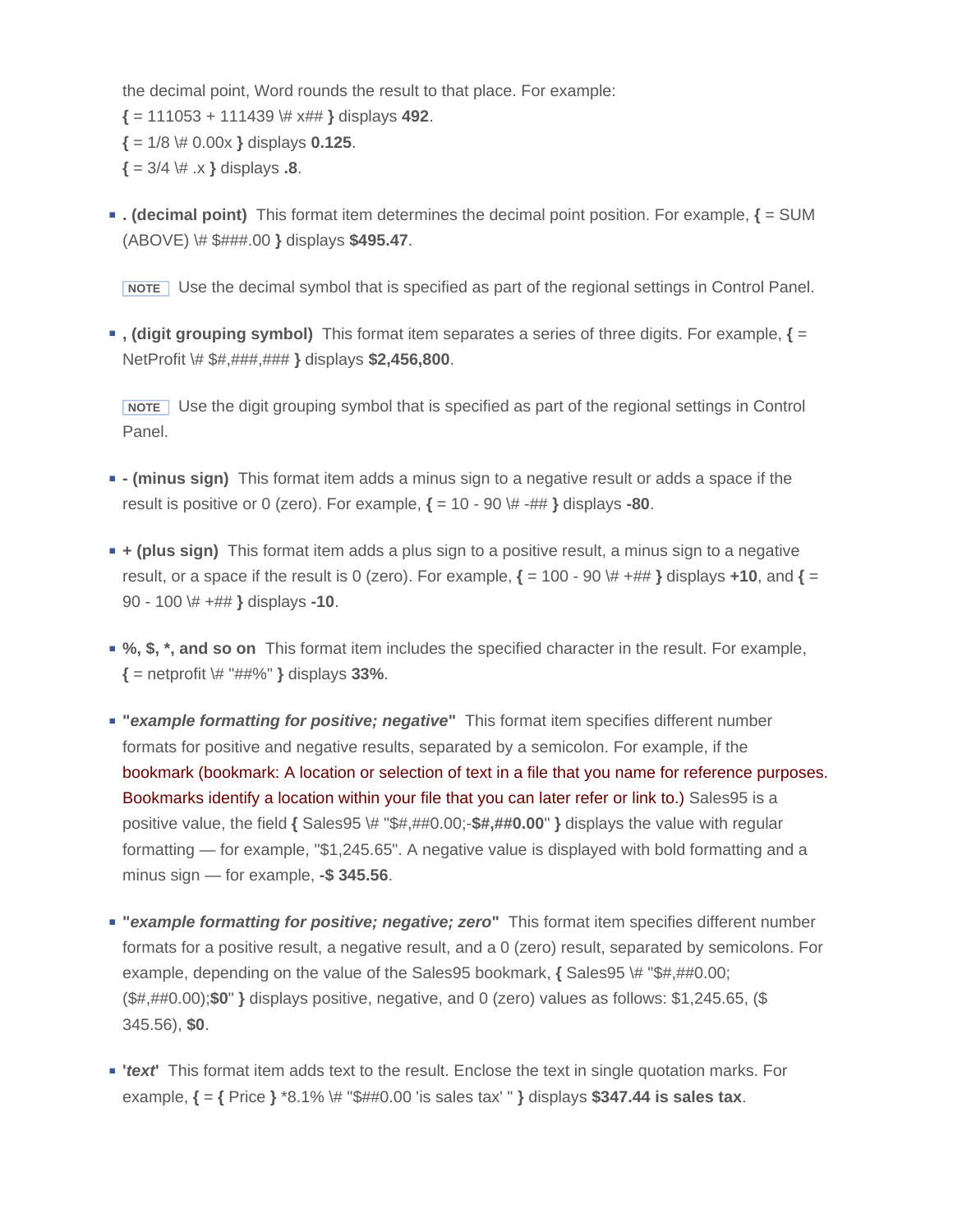the decimal point, Word rounds the result to that place. For example:

**{** = 111053 + 111439 \# x## **}** displays **492**.

**{** = 1/8 \# 0.00x **}** displays **0.125**.

**{** = 3/4 \# .x **}** displays **.8**.

- **. (decimal point)** This format item determines the decimal point position. For example, **{** = SUM (ABOVE) \# $###.00 **}** displays **$495.47**.

  NOTE Use the decimal symbol that is specified as part of the regional settings in Control Panel.

- **, (digit grouping symbol)** This format item separates a series of three digits. For example, **{** = NetProfit \# $#,###,### **}** displays **$2,456,800**.

  NOTE Use the digit grouping symbol that is specified as part of the regional settings in Control Panel.

- **- (minus sign)** This format item adds a minus sign to a negative result or adds a space if the result is positive or 0 (zero). For example, **{** = 10 - 90 \# -## **}** displays **-80**.

- **+ (plus sign)** This format item adds a plus sign to a positive result, a minus sign to a negative result, or a space if the result is 0 (zero). For example, **{** = 100 - 90 \# +## **}** displays **+10**, and **{** = 90 - 100 \# +## **}** displays **-10**.

- **%, $, *, and so on** This format item includes the specified character in the result. For example, **{** = netprofit \# "##%" **}** displays **33%**.

- **"*example formatting for positive; negative*"** This format item specifies different number formats for positive and negative results, separated by a semicolon. For example, if the bookmark (bookmark: A location or selection of text in a file that you name for reference purposes. Bookmarks identify a location within your file that you can later refer or link to.) Sales95 is a positive value, the field **{** Sales95 \# "$#,##0.00;-**$#,##0.00**" **}** displays the value with regular formatting — for example, "$1,245.65". A negative value is displayed with bold formatting and a minus sign — for example, **-$ 345.56**.

- **"*example formatting for positive; negative; zero*"** This format item specifies different number formats for a positive result, a negative result, and a 0 (zero) result, separated by semicolons. For example, depending on the value of the Sales95 bookmark, **{** Sales95 \# "$#,##0.00;($#,##0.00);**$0**" **}** displays positive, negative, and 0 (zero) values as follows: $1,245.65, ($ 345.56), **$0**.

- **'*text*'** This format item adds text to the result. Enclose the text in single quotation marks. For example, **{** = **{** Price **}** *8.1% \# "$##0.00 'is sales tax' " **}** displays **$347.44 is sales tax**.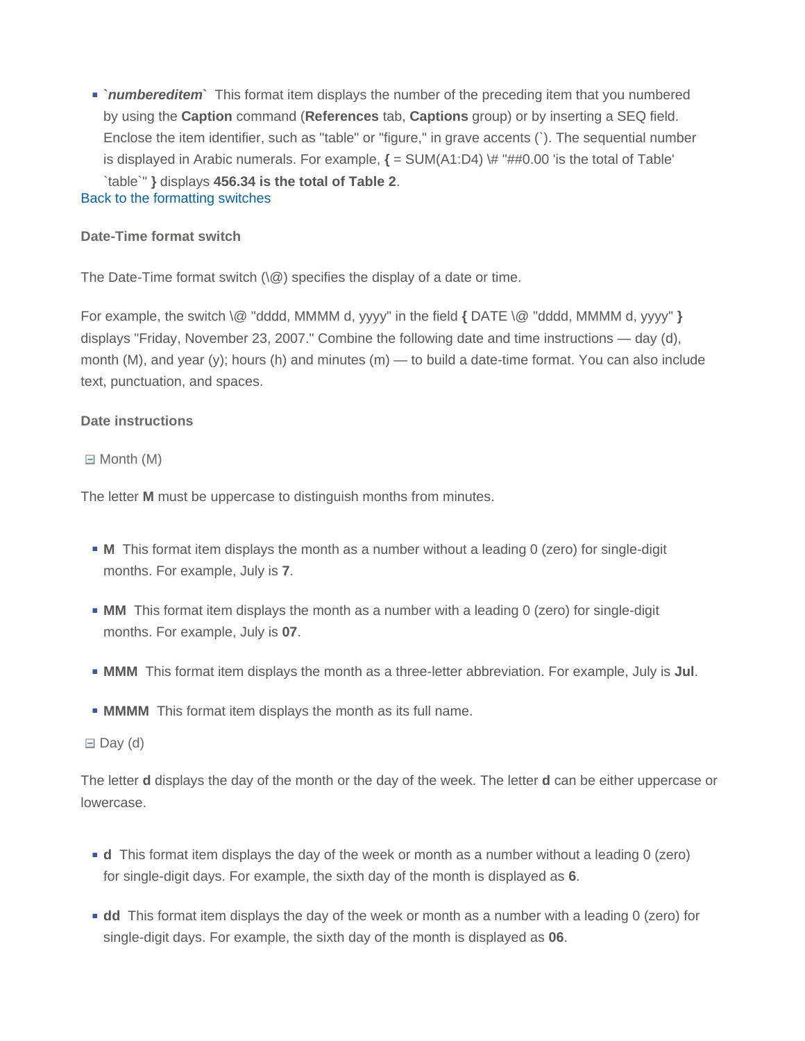- **`*numbereditem*`** This format item displays the number of the preceding item that you numbered by using the **Caption** command (**References** tab, **Captions** group) or by inserting a SEQ field. Enclose the item identifier, such as "table" or "figure," in grave accents (`). The sequential number is displayed in Arabic numerals. For example, **{** = SUM(A1:D4) \# "##0.00 'is the total of Table' `table`" **}** displays **456.34 is the total of Table 2**.

Back to the formatting switches

**Date-Time format switch**

The Date-Time format switch (\@) specifies the display of a date or time.

For example, the switch \@ "dddd, MMMM d, yyyy" in the field **{** DATE \@ "dddd, MMMM d, yyyy" **}** displays "Friday, November 23, 2007." Combine the following date and time instructions — day (d), month (M), and year (y); hours (h) and minutes (m) — to build a date-time format. You can also include text, punctuation, and spaces.

**Date instructions**

⊟ Month (M)

The letter **M** must be uppercase to distinguish months from minutes.

- **M** This format item displays the month as a number without a leading 0 (zero) for single-digit months. For example, July is **7**.
- **MM** This format item displays the month as a number with a leading 0 (zero) for single-digit months. For example, July is **07**.
- **MMM** This format item displays the month as a three-letter abbreviation. For example, July is **Jul**.
- **MMMM** This format item displays the month as its full name.

⊟ Day (d)

The letter **d** displays the day of the month or the day of the week. The letter **d** can be either uppercase or lowercase.

- **d** This format item displays the day of the week or month as a number without a leading 0 (zero) for single-digit days. For example, the sixth day of the month is displayed as **6**.
- **dd** This format item displays the day of the week or month as a number with a leading 0 (zero) for single-digit days. For example, the sixth day of the month is displayed as **06**.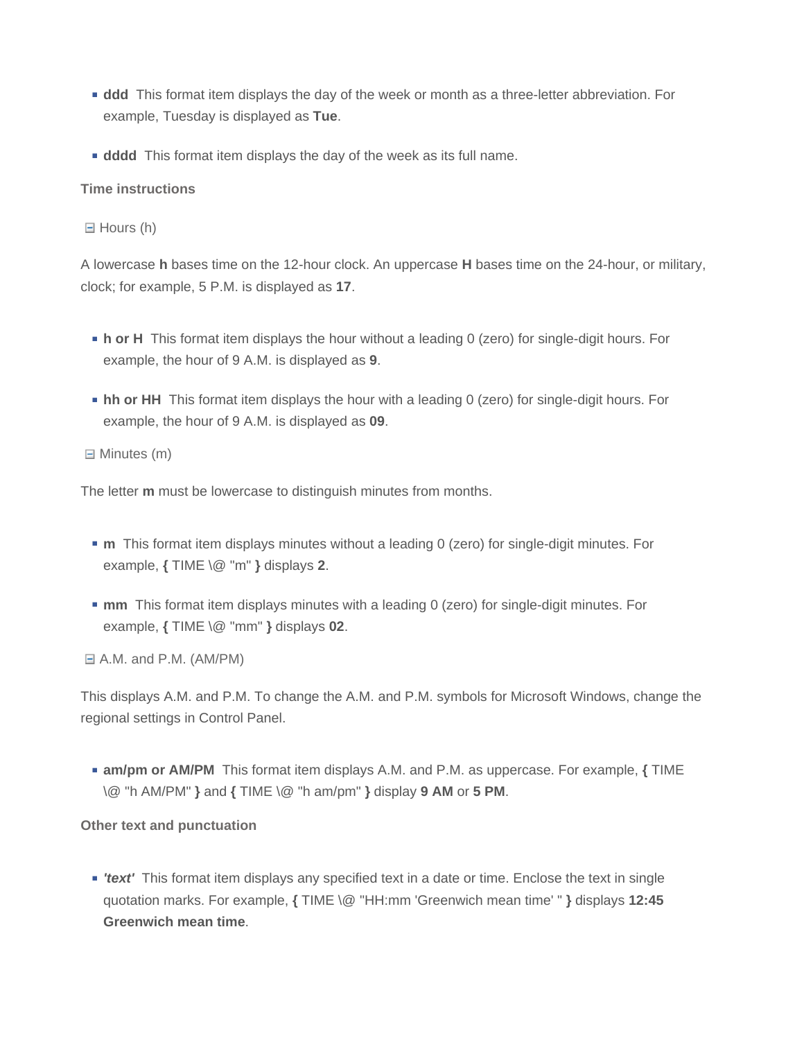- **ddd** This format item displays the day of the week or month as a three-letter abbreviation. For example, Tuesday is displayed as **Tue**.
- **dddd** This format item displays the day of the week as its full name.

**Time instructions**

Hours (h)

A lowercase **h** bases time on the 12-hour clock. An uppercase **H** bases time on the 24-hour, or military, clock; for example, 5 P.M. is displayed as **17**.

- **h or H** This format item displays the hour without a leading 0 (zero) for single-digit hours. For example, the hour of 9 A.M. is displayed as **9**.
- **hh or HH** This format item displays the hour with a leading 0 (zero) for single-digit hours. For example, the hour of 9 A.M. is displayed as **09**.

Minutes (m)

The letter **m** must be lowercase to distinguish minutes from months.

- **m** This format item displays minutes without a leading 0 (zero) for single-digit minutes. For example, **{** TIME \@ "m" **}** displays **2**.
- **mm** This format item displays minutes with a leading 0 (zero) for single-digit minutes. For example, **{** TIME \@ "mm" **}** displays **02**.

A.M. and P.M. (AM/PM)

This displays A.M. and P.M. To change the A.M. and P.M. symbols for Microsoft Windows, change the regional settings in Control Panel.

- **am/pm or AM/PM** This format item displays A.M. and P.M. as uppercase. For example, **{** TIME \@ "h AM/PM" **}** and **{** TIME \@ "h am/pm" **}** display **9 AM** or **5 PM**.

**Other text and punctuation**

- ***'text'*** This format item displays any specified text in a date or time. Enclose the text in single quotation marks. For example, **{** TIME \@ "HH:mm 'Greenwich mean time' " **}** displays **12:45 Greenwich mean time**.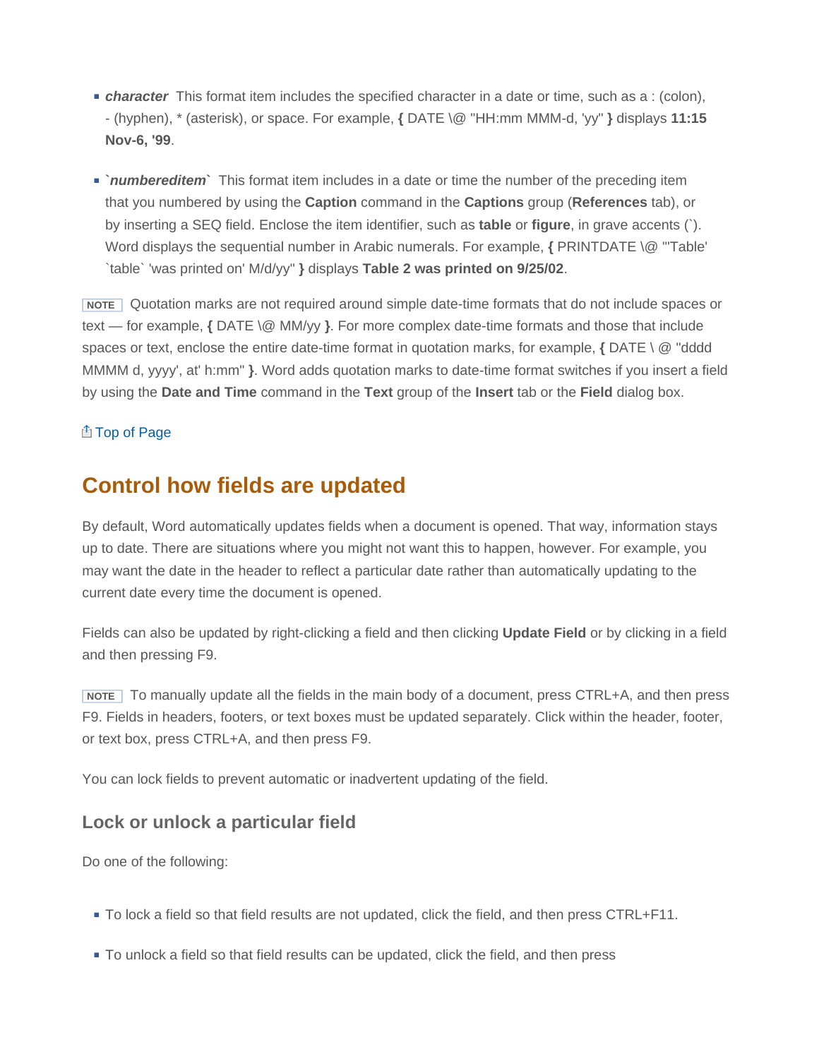- ***character*** This format item includes the specified character in a date or time, such as a : (colon), - (hyphen), * (asterisk), or space. For example, **{** DATE \@ "HH:mm MMM-d, 'yy" **}** displays **11:15 Nov-6, '99**.

- **`*numbereditem*`** This format item includes in a date or time the number of the preceding item that you numbered by using the **Caption** command in the **Captions** group (**References** tab), or by inserting a SEQ field. Enclose the item identifier, such as **table** or **figure**, in grave accents (`). Word displays the sequential number in Arabic numerals. For example, **{** PRINTDATE \@ "'Table' `table` 'was printed on' M/d/yy" **}** displays **Table 2 was printed on 9/25/02**.

NOTE Quotation marks are not required around simple date-time formats that do not include spaces or text — for example, **{** DATE \@ MM/yy **}**. For more complex date-time formats and those that include spaces or text, enclose the entire date-time format in quotation marks, for example, **{** DATE \ @ "dddd MMMM d, yyyy', at' h:mm" **}**. Word adds quotation marks to date-time format switches if you insert a field by using the **Date and Time** command in the **Text** group of the **Insert** tab or the **Field** dialog box.

Top of Page

## Control how fields are updated

By default, Word automatically updates fields when a document is opened. That way, information stays up to date. There are situations where you might not want this to happen, however. For example, you may want the date in the header to reflect a particular date rather than automatically updating to the current date every time the document is opened.

Fields can also be updated by right-clicking a field and then clicking **Update Field** or by clicking in a field and then pressing F9.

NOTE To manually update all the fields in the main body of a document, press CTRL+A, and then press F9. Fields in headers, footers, or text boxes must be updated separately. Click within the header, footer, or text box, press CTRL+A, and then press F9.

You can lock fields to prevent automatic or inadvertent updating of the field.

### Lock or unlock a particular field

Do one of the following:

- To lock a field so that field results are not updated, click the field, and then press CTRL+F11.

- To unlock a field so that field results can be updated, click the field, and then press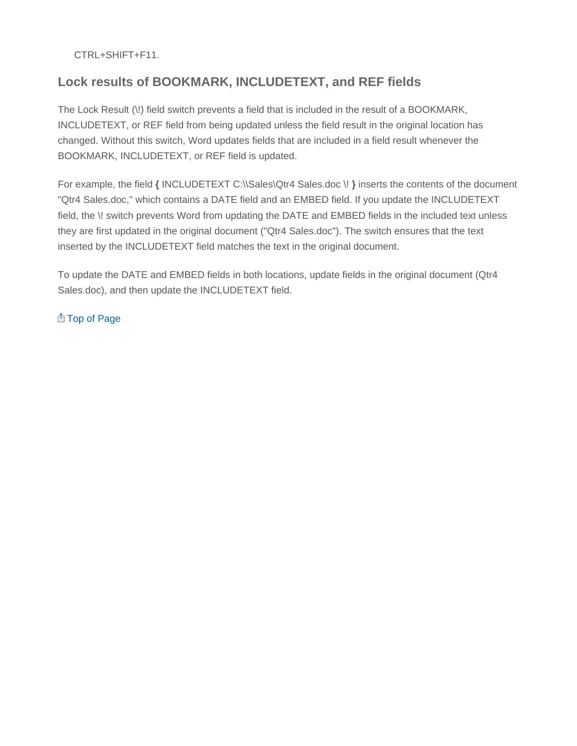CTRL+SHIFT+F11.

## Lock results of BOOKMARK, INCLUDETEXT, and REF fields

The Lock Result (\!) field switch prevents a field that is included in the result of a BOOKMARK, INCLUDETEXT, or REF field from being updated unless the field result in the original location has changed. Without this switch, Word updates fields that are included in a field result whenever the BOOKMARK, INCLUDETEXT, or REF field is updated.

For example, the field **{** INCLUDETEXT C:\\Sales\Qtr4 Sales.doc \! **}** inserts the contents of the document "Qtr4 Sales.doc," which contains a DATE field and an EMBED field. If you update the INCLUDETEXT field, the \! switch prevents Word from updating the DATE and EMBED fields in the included text unless they are first updated in the original document ("Qtr4 Sales.doc"). The switch ensures that the text inserted by the INCLUDETEXT field matches the text in the original document.

To update the DATE and EMBED fields in both locations, update fields in the original document (Qtr4 Sales.doc), and then update the INCLUDETEXT field.

Top of Page